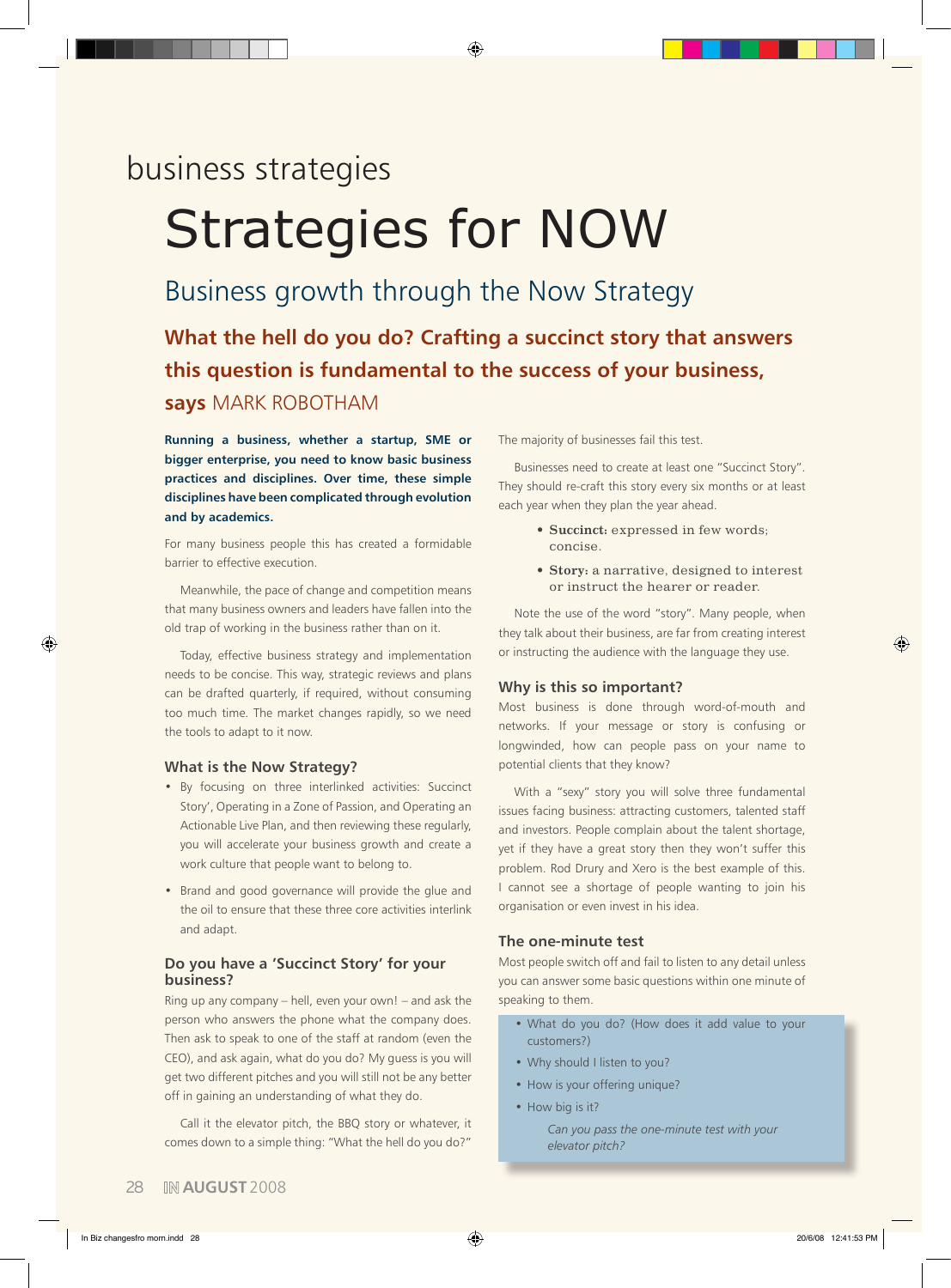business strategies

# Strategies for NOW

## Business growth through the Now Strategy

**What the hell do you do? Crafting a succinct story that answers this question is fundamental to the success of your business, says** MARK ROBOTHAM

**Running a business, whether a startup, SME or bigger enterprise, you need to know basic business practices and disciplines. Over time, these simple disciplines have been complicated through evolution and by academics.**

For many business people this has created a formidable barrier to effective execution.

Meanwhile, the pace of change and competition means that many business owners and leaders have fallen into the old trap of working in the business rather than on it.

Today, effective business strategy and implementation needs to be concise. This way, strategic reviews and plans can be drafted quarterly, if required, without consuming too much time. The market changes rapidly, so we need the tools to adapt to it now.

### What is the Now Strategy?

- By focusing on three interlinked activities: Succinct Story', Operating in a Zone of Passion, and Operating an Actionable Live Plan, and then reviewing these regularly, you will accelerate your business growth and create a work culture that people want to belong to.
- Brand and good governance will provide the glue and the oil to ensure that these three core activities interlink and adapt.

### Do you have a 'Succinct Story' for your business?

Ring up any company – hell, even your own! – and ask the person who answers the phone what the company does. Then ask to speak to one of the staff at random (even the CEO), and ask again, what do you do? My guess is you will get two different pitches and you will still not be any better off in gaining an understanding of what they do.

Call it the elevator pitch, the BBQ story or whatever, it comes down to a simple thing: "What the hell do you do?"

The majority of businesses fail this test.

Businesses need to create at least one "Succinct Story". They should re-craft this story every six months or at least each year when they plan the year ahead.

- **Succinct:** expressed in few words; concise.
- **Story:** a narrative, designed to interest or instruct the hearer or reader.

Note the use of the word "story". Many people, when they talk about their business, are far from creating interest or instructing the audience with the language they use.

### Why is this so important?

Most business is done through word-of-mouth and networks. If your message or story is confusing or longwinded, how can people pass on your name to potential clients that they know?

With a "sexy" story you will solve three fundamental issues facing business: attracting customers, talented staff and investors. People complain about the talent shortage, yet if they have a great story then they won't suffer this problem. Rod Drury and Xero is the best example of this. I cannot see a shortage of people wanting to join his organisation or even invest in his idea.

### The one-minute test

Most people switch off and fail to listen to any detail unless you can answer some basic questions within one minute of speaking to them.

- What do you do? (How does it add value to your customers?)
- Why should I listen to you?
- How is your offering unique?
- How big is it?

*Can you pass the one-minute test with your elevator pitch?*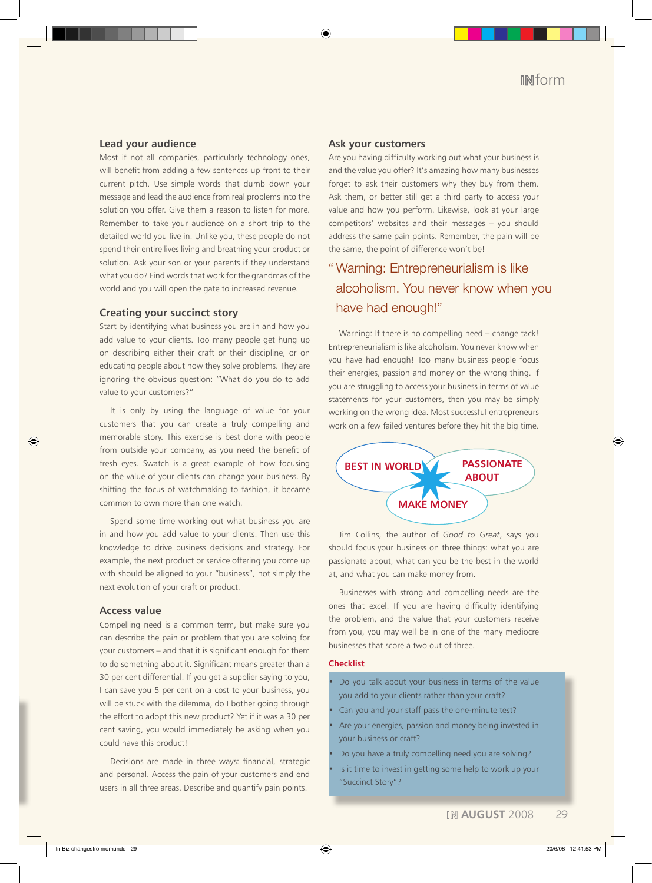## Lead your audience

Most if not all companies, particularly technology ones, will benefit from adding a few sentences up front to their current pitch. Use simple words that dumb down your message and lead the audience from real problems into the solution you offer. Give them a reason to listen for more. Remember to take your audience on a short trip to the detailed world you live in. Unlike you, these people do not spend their entire lives living and breathing your product or solution. Ask your son or your parents if they understand what you do? Find words that work for the grandmas of the world and you will open the gate to increased revenue.

### Creating your succinct story

Start by identifying what business you are in and how you add value to your clients. Too many people get hung up on describing either their craft or their discipline, or on educating people about how they solve problems. They are ignoring the obvious question: "What do you do to add value to your customers?"

It is only by using the language of value for your customers that you can create a truly compelling and memorable story. This exercise is best done with people from outside your company, as you need the benefit of fresh eyes. Swatch is a great example of how focusing on the value of your clients can change your business. By shifting the focus of watchmaking to fashion, it became common to own more than one watch.

Spend some time working out what business you are in and how you add value to your clients. Then use this knowledge to drive business decisions and strategy. For example, the next product or service offering you come up with should be aligned to your "business", not simply the next evolution of your craft or product.

### Access value

Compelling need is a common term, but make sure you can describe the pain or problem that you are solving for your customers – and that it is significant enough for them to do something about it. Significant means greater than a 30 per cent differential. If you get a supplier saying to you, I can save you 5 per cent on a cost to your business, you will be stuck with the dilemma, do I bother going through the effort to adopt this new product? Yet if it was a 30 per cent saving, you would immediately be asking when you could have this product!

Decisions are made in three ways: financial, strategic and personal. Access the pain of your customers and end users in all three areas. Describe and quantify pain points.

## Ask your customers

Are you having difficulty working out what your business is and the value you offer? It's amazing how many businesses forget to ask their customers why they buy from them. Ask them, or better still get a third party to access your value and how you perform. Likewise, look at your large competitors' websites and their messages – you should address the same pain points. Remember, the pain will be the same, the point of difference won't be!

> "Warning: Entrepreneurialism is like alcoholism. You never know when you have had enough!"

Warning: If there is no compelling need – change tack! Entrepreneurialism is like alcoholism. You never know when you have had enough! Too many business people focus their energies, passion and money on the wrong thing. If you are struggling to access your business in terms of value statements for your customers, then you may be simply working on the wrong idea. Most successful entrepreneurs work on a few failed ventures before they hit the big time.

BEST IN WORLD

PASSIONATE ABOUT

MAKE MONEY

Jim Collins, the author of *Good to Great*, says you should focus your business on three things: what you are passionate about, what can you be the best in the world at, and what you can make money from.

Businesses with strong and compelling needs are the ones that excel. If you are having difficulty identifying the problem, and the value that your customers receive from you, you may well be in one of the many mediocre businesses that score a two out of three.

**Checklist**

- Do you talk about your business in terms of the value you add to your clients rather than your craft?
- Can you and your staff pass the one-minute test?
- Are your energies, passion and money being invested in your business or craft?
- Do you have a truly compelling need you are solving?
- Is it time to invest in getting some help to work up your "Succinct Story"?